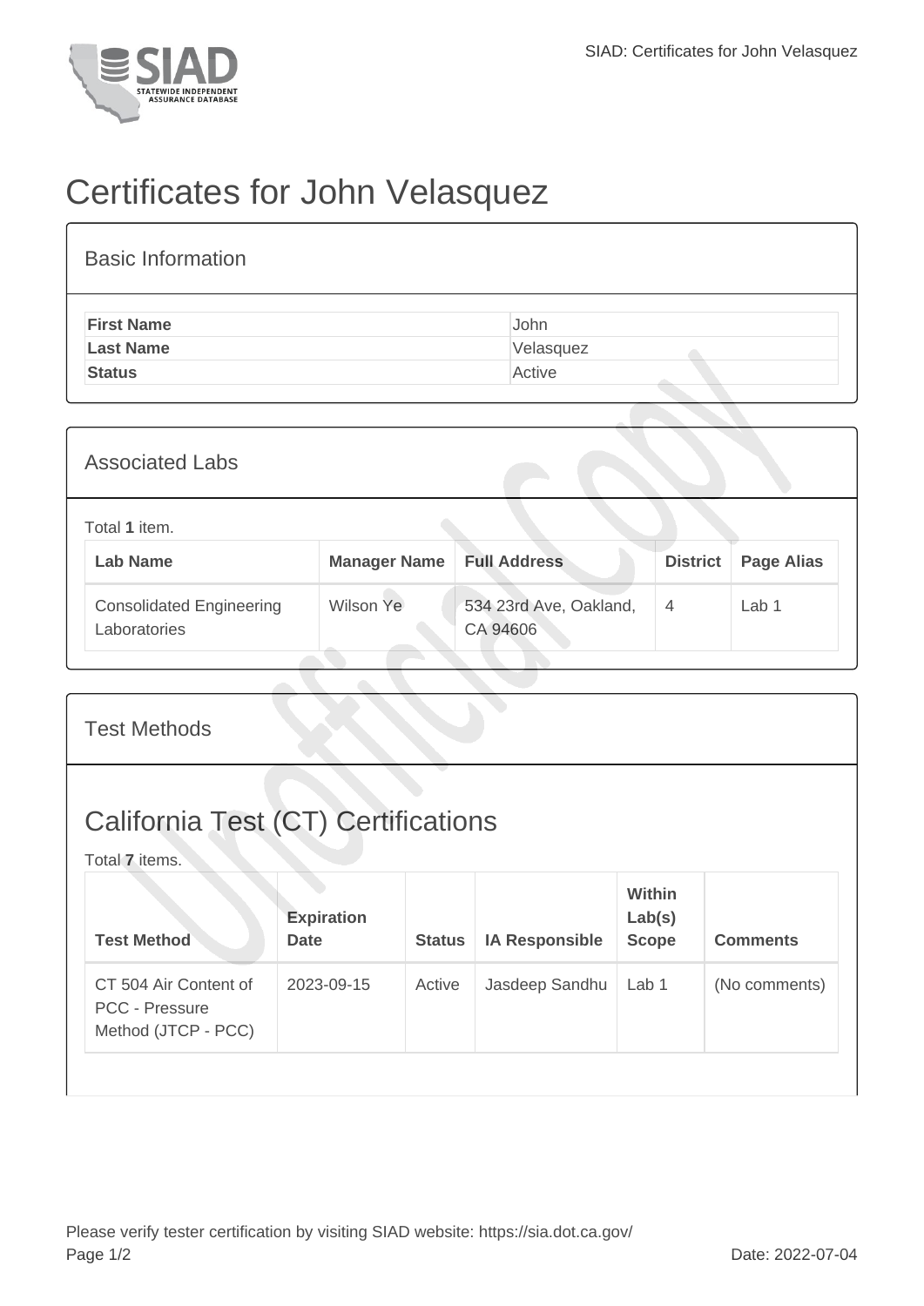# Certificates for John Velasquez

## Basic Information

| | |
|---|---|
| **First Name** | John |
| **Last Name** | Velasquez |
| **Status** | Active |

## Associated Labs

Total **1** item.

| Lab Name | Manager Name | Full Address | District | Page Alias |
|---|---|---|---|---|
| Consolidated Engineering Laboratories | Wilson Ye | 534 23rd Ave, Oakland, CA 94606 | 4 | Lab 1 |

## Test Methods

## California Test (CT) Certifications

Total **7** items.

| Test Method | Expiration Date | Status | IA Responsible | Within Lab(s) Scope | Comments |
|---|---|---|---|---|---|
| CT 504 Air Content of PCC - Pressure Method (JTCP - PCC) | 2023-09-15 | Active | Jasdeep Sandhu | Lab 1 | (No comments) |

Please verify tester certification by visiting SIAD website: https://sia.dot.ca.gov/

Date: 2022-07-04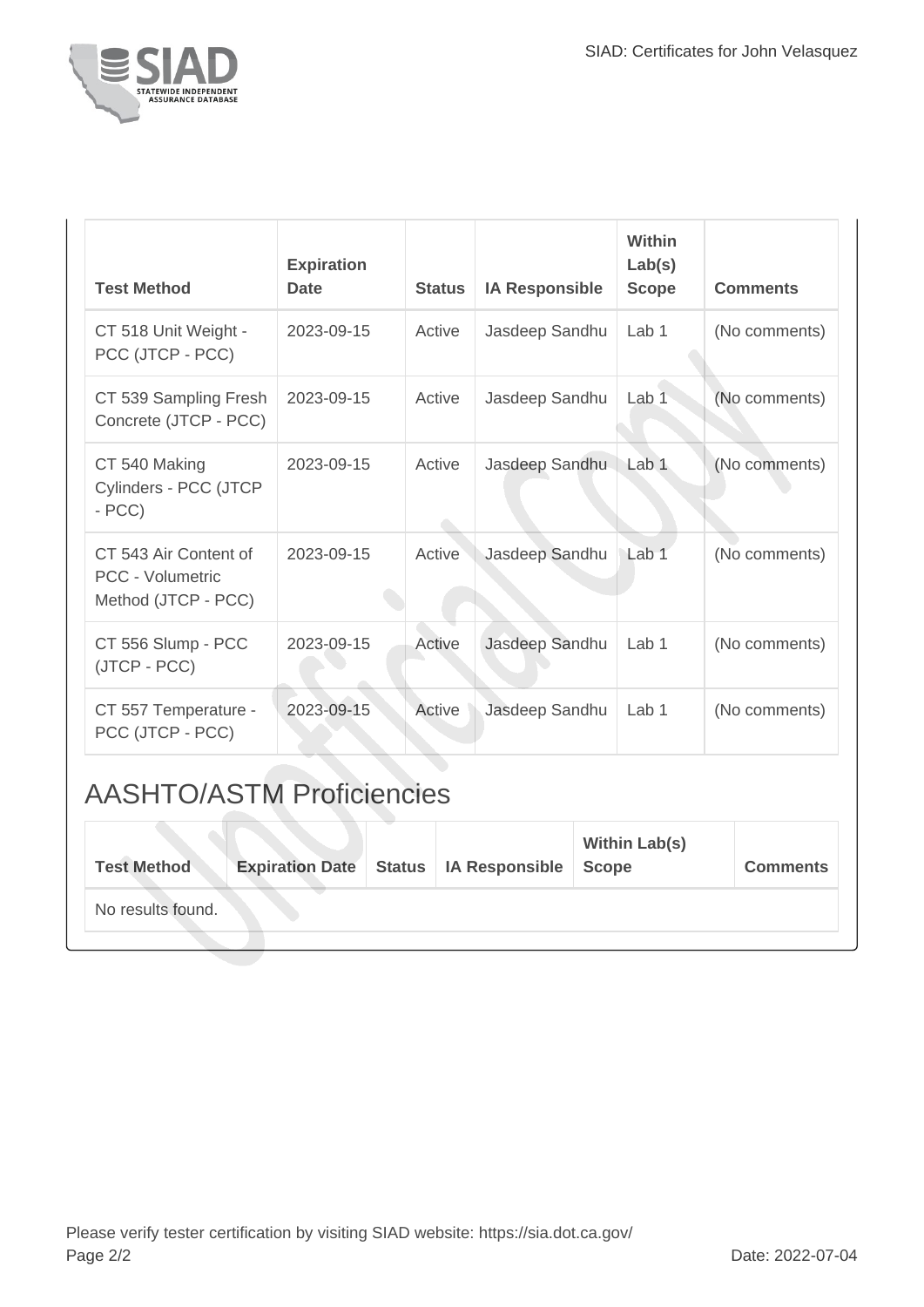| Test Method | Expiration Date | Status | IA Responsible | Within Lab(s) Scope | Comments |
| --- | --- | --- | --- | --- | --- |
| CT 518 Unit Weight - PCC (JTCP - PCC) | 2023-09-15 | Active | Jasdeep Sandhu | Lab 1 | (No comments) |
| CT 539 Sampling Fresh Concrete (JTCP - PCC) | 2023-09-15 | Active | Jasdeep Sandhu | Lab 1 | (No comments) |
| CT 540 Making Cylinders - PCC (JTCP - PCC) | 2023-09-15 | Active | Jasdeep Sandhu | Lab 1 | (No comments) |
| CT 543 Air Content of PCC - Volumetric Method (JTCP - PCC) | 2023-09-15 | Active | Jasdeep Sandhu | Lab 1 | (No comments) |
| CT 556 Slump - PCC (JTCP - PCC) | 2023-09-15 | Active | Jasdeep Sandhu | Lab 1 | (No comments) |
| CT 557 Temperature - PCC (JTCP - PCC) | 2023-09-15 | Active | Jasdeep Sandhu | Lab 1 | (No comments) |

## AASHTO/ASTM Proficiencies

| Test Method | Expiration Date | Status | IA Responsible | Within Lab(s) Scope | Comments |
| --- | --- | --- | --- | --- | --- |
| No results found. | | | | | |

Please verify tester certification by visiting SIAD website: https://sia.dot.ca.gov/

Date: 2022-07-04